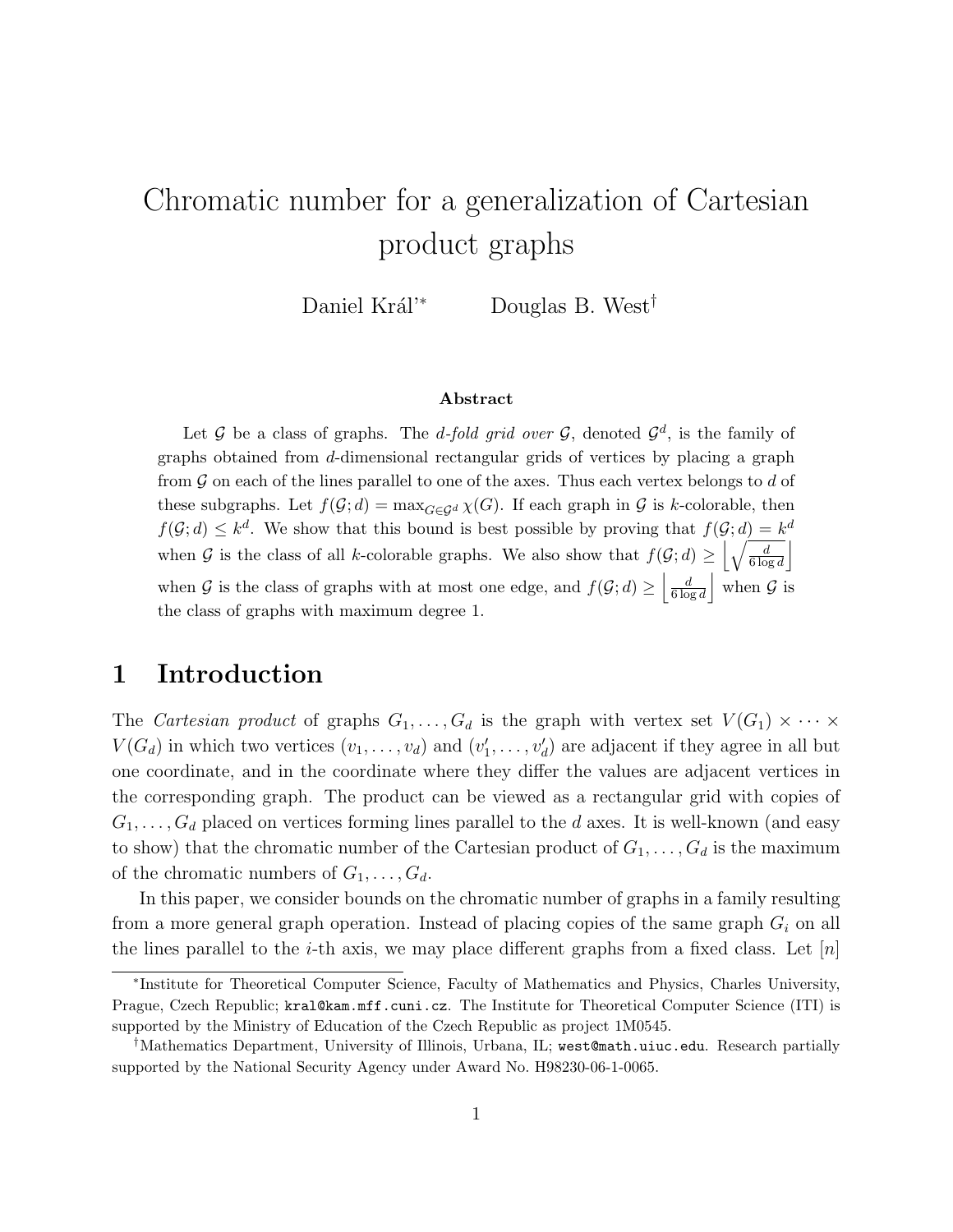# Chromatic number for a generalization of Cartesian product graphs

Daniel Král'*  Douglas B. West†

### Abstract

Let $\mathcal{G}$ be a class of graphs. The *d-fold grid over* $\mathcal{G}$, denoted $\mathcal{G}^d$, is the family of graphs obtained from $d$-dimensional rectangular grids of vertices by placing a graph from $\mathcal{G}$ on each of the lines parallel to one of the axes. Thus each vertex belongs to $d$ of these subgraphs. Let $f(\mathcal{G}; d) = \max_{G \in \mathcal{G}^d} \chi(G)$. If each graph in $\mathcal{G}$ is $k$-colorable, then $f(\mathcal{G}; d) \le k^d$. We show that this bound is best possible by proving that $f(\mathcal{G}; d) = k^d$ when $\mathcal{G}$ is the class of all $k$-colorable graphs. We also show that $f(\mathcal{G}; d) \ge \left\lfloor \sqrt{\frac{d}{6 \log d}} \right\rfloor$ when $\mathcal{G}$ is the class of graphs with at most one edge, and $f(\mathcal{G}; d) \ge \left\lfloor \frac{d}{6 \log d} \right\rfloor$ when $\mathcal{G}$ is the class of graphs with maximum degree 1.

## 1 Introduction

The *Cartesian product* of graphs $G_1, \ldots, G_d$ is the graph with vertex set $V(G_1) \times \cdots \times V(G_d)$ in which two vertices $(v_1, \ldots, v_d)$ and $(v'_1, \ldots, v'_d)$ are adjacent if they agree in all but one coordinate, and in the coordinate where they differ the values are adjacent vertices in the corresponding graph. The product can be viewed as a rectangular grid with copies of $G_1, \ldots, G_d$ placed on vertices forming lines parallel to the $d$ axes. It is well-known (and easy to show) that the chromatic number of the Cartesian product of $G_1, \ldots, G_d$ is the maximum of the chromatic numbers of $G_1, \ldots, G_d$.

In this paper, we consider bounds on the chromatic number of graphs in a family resulting from a more general graph operation. Instead of placing copies of the same graph $G_i$ on all the lines parallel to the $i$-th axis, we may place different graphs from a fixed class. Let $[n]$

---

*Institute for Theoretical Computer Science, Faculty of Mathematics and Physics, Charles University, Prague, Czech Republic; kral@kam.mff.cuni.cz. The Institute for Theoretical Computer Science (ITI) is supported by the Ministry of Education of the Czech Republic as project 1M0545.

†Mathematics Department, University of Illinois, Urbana, IL; west@math.uiuc.edu. Research partially supported by the National Security Agency under Award No. H98230-06-1-0065.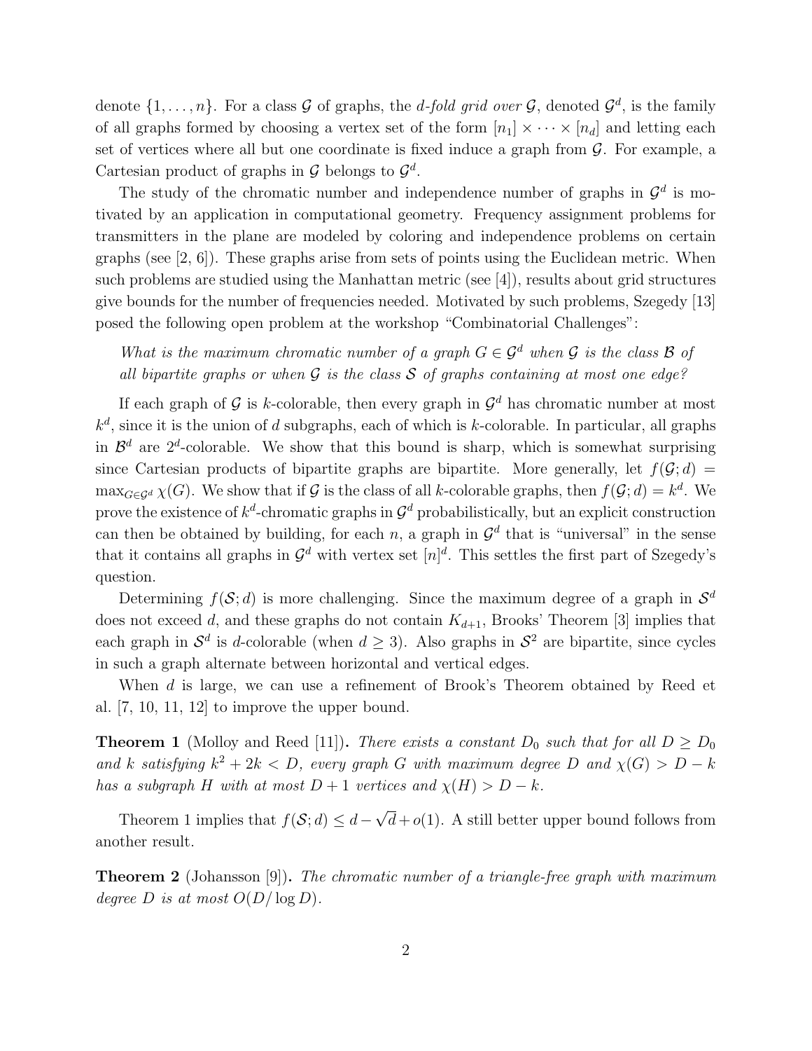denote $\{1, \ldots, n\}$. For a class $\mathcal{G}$ of graphs, the *d-fold grid over* $\mathcal{G}$, denoted $\mathcal{G}^d$, is the family of all graphs formed by choosing a vertex set of the form $[n_1] \times \cdots \times [n_d]$ and letting each set of vertices where all but one coordinate is fixed induce a graph from $\mathcal{G}$. For example, a Cartesian product of graphs in $\mathcal{G}$ belongs to $\mathcal{G}^d$.

The study of the chromatic number and independence number of graphs in $\mathcal{G}^d$ is motivated by an application in computational geometry. Frequency assignment problems for transmitters in the plane are modeled by coloring and independence problems on certain graphs (see [2, 6]). These graphs arise from sets of points using the Euclidean metric. When such problems are studied using the Manhattan metric (see [4]), results about grid structures give bounds for the number of frequencies needed. Motivated by such problems, Szegedy [13] posed the following open problem at the workshop "Combinatorial Challenges":

> *What is the maximum chromatic number of a graph $G \in \mathcal{G}^d$ when $\mathcal{G}$ is the class $\mathcal{B}$ of all bipartite graphs or when $\mathcal{G}$ is the class $\mathcal{S}$ of graphs containing at most one edge?*

If each graph of $\mathcal{G}$ is $k$-colorable, then every graph in $\mathcal{G}^d$ has chromatic number at most $k^d$, since it is the union of $d$ subgraphs, each of which is $k$-colorable. In particular, all graphs in $\mathcal{B}^d$ are $2^d$-colorable. We show that this bound is sharp, which is somewhat surprising since Cartesian products of bipartite graphs are bipartite. More generally, let $f(\mathcal{G}; d) = \max_{G \in \mathcal{G}^d} \chi(G)$. We show that if $\mathcal{G}$ is the class of all $k$-colorable graphs, then $f(\mathcal{G}; d) = k^d$. We prove the existence of $k^d$-chromatic graphs in $\mathcal{G}^d$ probabilistically, but an explicit construction can then be obtained by building, for each $n$, a graph in $\mathcal{G}^d$ that is "universal" in the sense that it contains all graphs in $\mathcal{G}^d$ with vertex set $[n]^d$. This settles the first part of Szegedy's question.

Determining $f(\mathcal{S}; d)$ is more challenging. Since the maximum degree of a graph in $\mathcal{S}^d$ does not exceed $d$, and these graphs do not contain $K_{d+1}$, Brooks' Theorem [3] implies that each graph in $\mathcal{S}^d$ is $d$-colorable (when $d \geq 3$). Also graphs in $\mathcal{S}^2$ are bipartite, since cycles in such a graph alternate between horizontal and vertical edges.

When $d$ is large, we can use a refinement of Brook's Theorem obtained by Reed et al. [7, 10, 11, 12] to improve the upper bound.

**Theorem 1** (Molloy and Reed [11])**.** *There exists a constant $D_0$ such that for all $D \geq D_0$ and $k$ satisfying $k^2 + 2k < D$, every graph $G$ with maximum degree $D$ and $\chi(G) > D - k$ has a subgraph $H$ with at most $D + 1$ vertices and $\chi(H) > D - k$.*

Theorem 1 implies that $f(\mathcal{S}; d) \leq d - \sqrt{d} + o(1)$. A still better upper bound follows from another result.

**Theorem 2** (Johansson [9])**.** *The chromatic number of a triangle-free graph with maximum degree $D$ is at most $O(D/\log D)$.*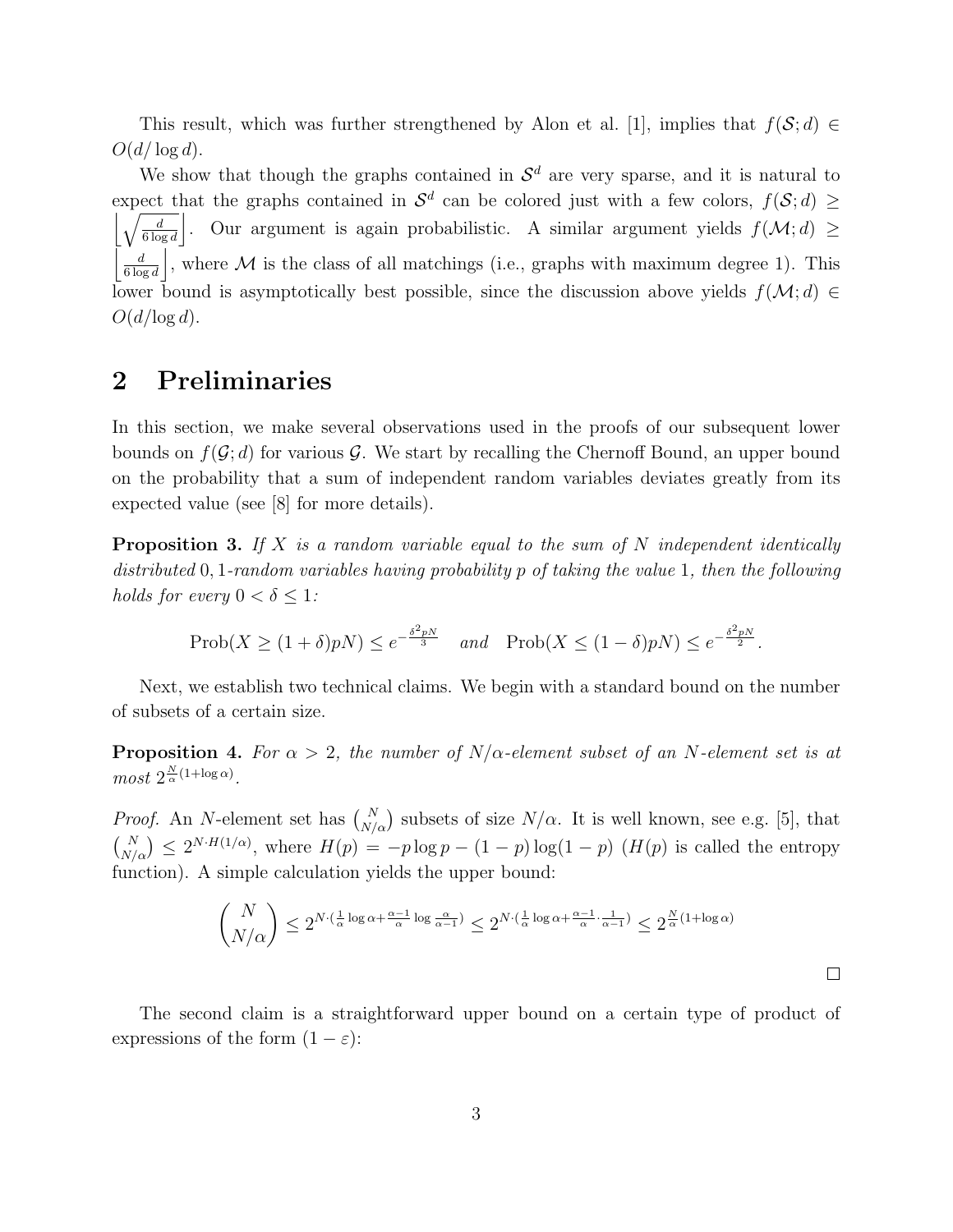This result, which was further strengthened by Alon et al. [1], implies that $f(\mathcal{S}; d) \in O(d/\log d)$.

We show that though the graphs contained in $\mathcal{S}^d$ are very sparse, and it is natural to expect that the graphs contained in $\mathcal{S}^d$ can be colored just with a few colors, $f(\mathcal{S}; d) \geq \left\lfloor \sqrt{\frac{d}{6 \log d}} \right\rfloor$. Our argument is again probabilistic. A similar argument yields $f(\mathcal{M}; d) \geq \left\lfloor \frac{d}{6 \log d} \right\rfloor$, where $\mathcal{M}$ is the class of all matchings (i.e., graphs with maximum degree 1). This lower bound is asymptotically best possible, since the discussion above yields $f(\mathcal{M}; d) \in O(d/\log d)$.

## 2 Preliminaries

In this section, we make several observations used in the proofs of our subsequent lower bounds on $f(\mathcal{G}; d)$ for various $\mathcal{G}$. We start by recalling the Chernoff Bound, an upper bound on the probability that a sum of independent random variables deviates greatly from its expected value (see [8] for more details).

**Proposition 3.** *If $X$ is a random variable equal to the sum of $N$ independent identically distributed $0,1$-random variables having probability $p$ of taking the value $1$, then the following holds for every $0 < \delta \leq 1$:*

$$\mathrm{Prob}(X \geq (1+\delta)pN) \leq e^{-\frac{\delta^2 pN}{3}} \quad \textit{and} \quad \mathrm{Prob}(X \leq (1-\delta)pN) \leq e^{-\frac{\delta^2 pN}{2}}.$$

Next, we establish two technical claims. We begin with a standard bound on the number of subsets of a certain size.

**Proposition 4.** *For $\alpha > 2$, the number of $N/\alpha$-element subset of an $N$-element set is at most $2^{\frac{N}{\alpha}(1+\log \alpha)}$.*

*Proof.* An $N$-element set has $\binom{N}{N/\alpha}$ subsets of size $N/\alpha$. It is well known, see e.g. [5], that $\binom{N}{N/\alpha} \leq 2^{N \cdot H(1/\alpha)}$, where $H(p) = -p \log p - (1-p)\log(1-p)$ ($H(p)$ is called the entropy function). A simple calculation yields the upper bound:

$$\binom{N}{N/\alpha} \leq 2^{N \cdot \left(\frac{1}{\alpha}\log \alpha + \frac{\alpha-1}{\alpha}\log \frac{\alpha}{\alpha-1}\right)} \leq 2^{N \cdot \left(\frac{1}{\alpha}\log \alpha + \frac{\alpha-1}{\alpha} \cdot \frac{1}{\alpha-1}\right)} \leq 2^{\frac{N}{\alpha}(1+\log \alpha)}$$

□

The second claim is a straightforward upper bound on a certain type of product of expressions of the form $(1-\varepsilon)$: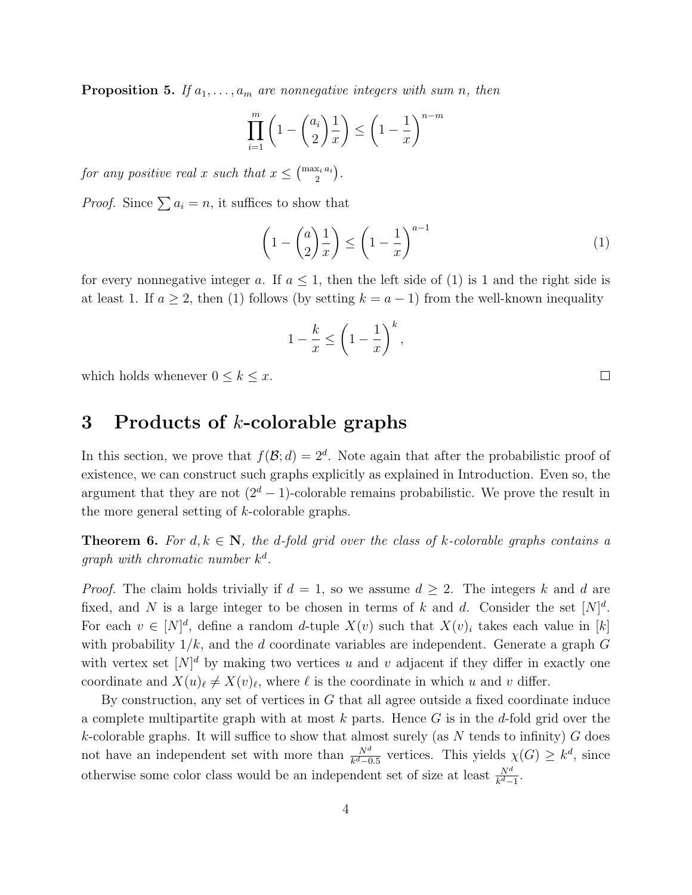**Proposition 5.** *If $a_1, \ldots, a_m$ are nonnegative integers with sum $n$, then*

$$\prod_{i=1}^{m} \left(1 - \binom{a_i}{2} \frac{1}{x}\right) \leq \left(1 - \frac{1}{x}\right)^{n-m}$$

*for any positive real $x$ such that $x \leq \binom{\max_i a_i}{2}$.*

*Proof.* Since $\sum a_i = n$, it suffices to show that

$$\left(1 - \binom{a}{2} \frac{1}{x}\right) \leq \left(1 - \frac{1}{x}\right)^{a-1} \tag{1}$$

for every nonnegative integer $a$. If $a \leq 1$, then the left side of (1) is 1 and the right side is at least 1. If $a \geq 2$, then (1) follows (by setting $k = a - 1$) from the well-known inequality

$$1 - \frac{k}{x} \leq \left(1 - \frac{1}{x}\right)^{k},$$

which holds whenever $0 \leq k \leq x$. □

# 3 Products of $k$-colorable graphs

In this section, we prove that $f(\mathcal{B}; d) = 2^d$. Note again that after the probabilistic proof of existence, we can construct such graphs explicitly as explained in Introduction. Even so, the argument that they are not $(2^d - 1)$-colorable remains probabilistic. We prove the result in the more general setting of $k$-colorable graphs.

**Theorem 6.** *For $d, k \in \mathbf{N}$, the $d$-fold grid over the class of $k$-colorable graphs contains a graph with chromatic number $k^d$.*

*Proof.* The claim holds trivially if $d = 1$, so we assume $d \geq 2$. The integers $k$ and $d$ are fixed, and $N$ is a large integer to be chosen in terms of $k$ and $d$. Consider the set $[N]^d$. For each $v \in [N]^d$, define a random $d$-tuple $X(v)$ such that $X(v)_i$ takes each value in $[k]$ with probability $1/k$, and the $d$ coordinate variables are independent. Generate a graph $G$ with vertex set $[N]^d$ by making two vertices $u$ and $v$ adjacent if they differ in exactly one coordinate and $X(u)_\ell \neq X(v)_\ell$, where $\ell$ is the coordinate in which $u$ and $v$ differ.

By construction, any set of vertices in $G$ that all agree outside a fixed coordinate induce a complete multipartite graph with at most $k$ parts. Hence $G$ is in the $d$-fold grid over the $k$-colorable graphs. It will suffice to show that almost surely (as $N$ tends to infinity) $G$ does not have an independent set with more than $\frac{N^d}{k^d - 0.5}$ vertices. This yields $\chi(G) \geq k^d$, since otherwise some color class would be an independent set of size at least $\frac{N^d}{k^d - 1}$.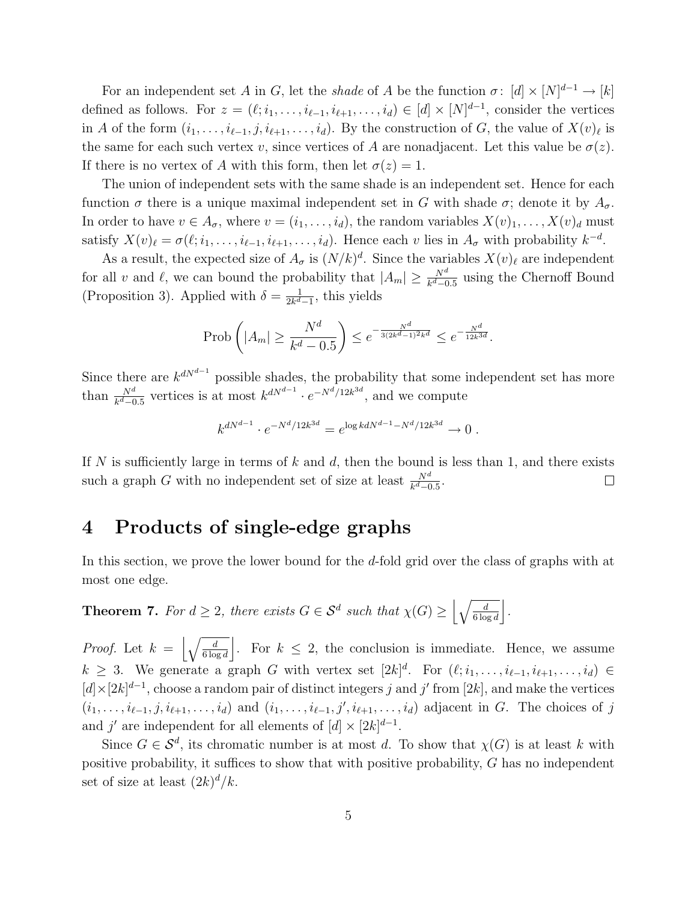For an independent set $A$ in $G$, let the *shade* of $A$ be the function $\sigma\colon [d] \times [N]^{d-1} \to [k]$ defined as follows. For $z = (\ell; i_1, \ldots, i_{\ell-1}, i_{\ell+1}, \ldots, i_d) \in [d] \times [N]^{d-1}$, consider the vertices in $A$ of the form $(i_1, \ldots, i_{\ell-1}, j, i_{\ell+1}, \ldots, i_d)$. By the construction of $G$, the value of $X(v)_\ell$ is the same for each such vertex $v$, since vertices of $A$ are nonadjacent. Let this value be $\sigma(z)$. If there is no vertex of $A$ with this form, then let $\sigma(z) = 1$.

The union of independent sets with the same shade is an independent set. Hence for each function $\sigma$ there is a unique maximal independent set in $G$ with shade $\sigma$; denote it by $A_\sigma$. In order to have $v \in A_\sigma$, where $v = (i_1, \ldots, i_d)$, the random variables $X(v)_1, \ldots, X(v)_d$ must satisfy $X(v)_\ell = \sigma(\ell; i_1, \ldots, i_{\ell-1}, i_{\ell+1}, \ldots, i_d)$. Hence each $v$ lies in $A_\sigma$ with probability $k^{-d}$.

As a result, the expected size of $A_\sigma$ is $(N/k)^d$. Since the variables $X(v)_\ell$ are independent for all $v$ and $\ell$, we can bound the probability that $|A_m| \geq \frac{N^d}{k^d - 0.5}$ using the Chernoff Bound (Proposition 3). Applied with $\delta = \frac{1}{2k^d - 1}$, this yields

$$\text{Prob}\left(|A_m| \geq \frac{N^d}{k^d - 0.5}\right) \leq e^{-\frac{N^d}{3(2k^d-1)^2 k^d}} \leq e^{-\frac{N^d}{12k^{3d}}}.$$

Since there are $k^{dN^{d-1}}$ possible shades, the probability that some independent set has more than $\frac{N^d}{k^d - 0.5}$ vertices is at most $k^{dN^{d-1}} \cdot e^{-N^d/12k^{3d}}$, and we compute

$$k^{dN^{d-1}} \cdot e^{-N^d/12k^{3d}} = e^{\log k dN^{d-1} - N^d/12k^{3d}} \to 0\ .$$

If $N$ is sufficiently large in terms of $k$ and $d$, then the bound is less than 1, and there exists such a graph $G$ with no independent set of size at least $\frac{N^d}{k^d - 0.5}$. □

# 4 Products of single-edge graphs

In this section, we prove the lower bound for the $d$-fold grid over the class of graphs with at most one edge.

**Theorem 7.** *For $d \geq 2$, there exists $G \in \mathcal{S}^d$ such that $\chi(G) \geq \left\lfloor \sqrt{\frac{d}{6 \log d}} \right\rfloor$.*

*Proof.* Let $k = \left\lfloor \sqrt{\frac{d}{6 \log d}} \right\rfloor$. For $k \leq 2$, the conclusion is immediate. Hence, we assume $k \geq 3$. We generate a graph $G$ with vertex set $[2k]^d$. For $(\ell; i_1, \ldots, i_{\ell-1}, i_{\ell+1}, \ldots, i_d) \in [d] \times [2k]^{d-1}$, choose a random pair of distinct integers $j$ and $j'$ from $[2k]$, and make the vertices $(i_1, \ldots, i_{\ell-1}, j, i_{\ell+1}, \ldots, i_d)$ and $(i_1, \ldots, i_{\ell-1}, j', i_{\ell+1}, \ldots, i_d)$ adjacent in $G$. The choices of $j$ and $j'$ are independent for all elements of $[d] \times [2k]^{d-1}$.

Since $G \in \mathcal{S}^d$, its chromatic number is at most $d$. To show that $\chi(G)$ is at least $k$ with positive probability, it suffices to show that with positive probability, $G$ has no independent set of size at least $(2k)^d/k$.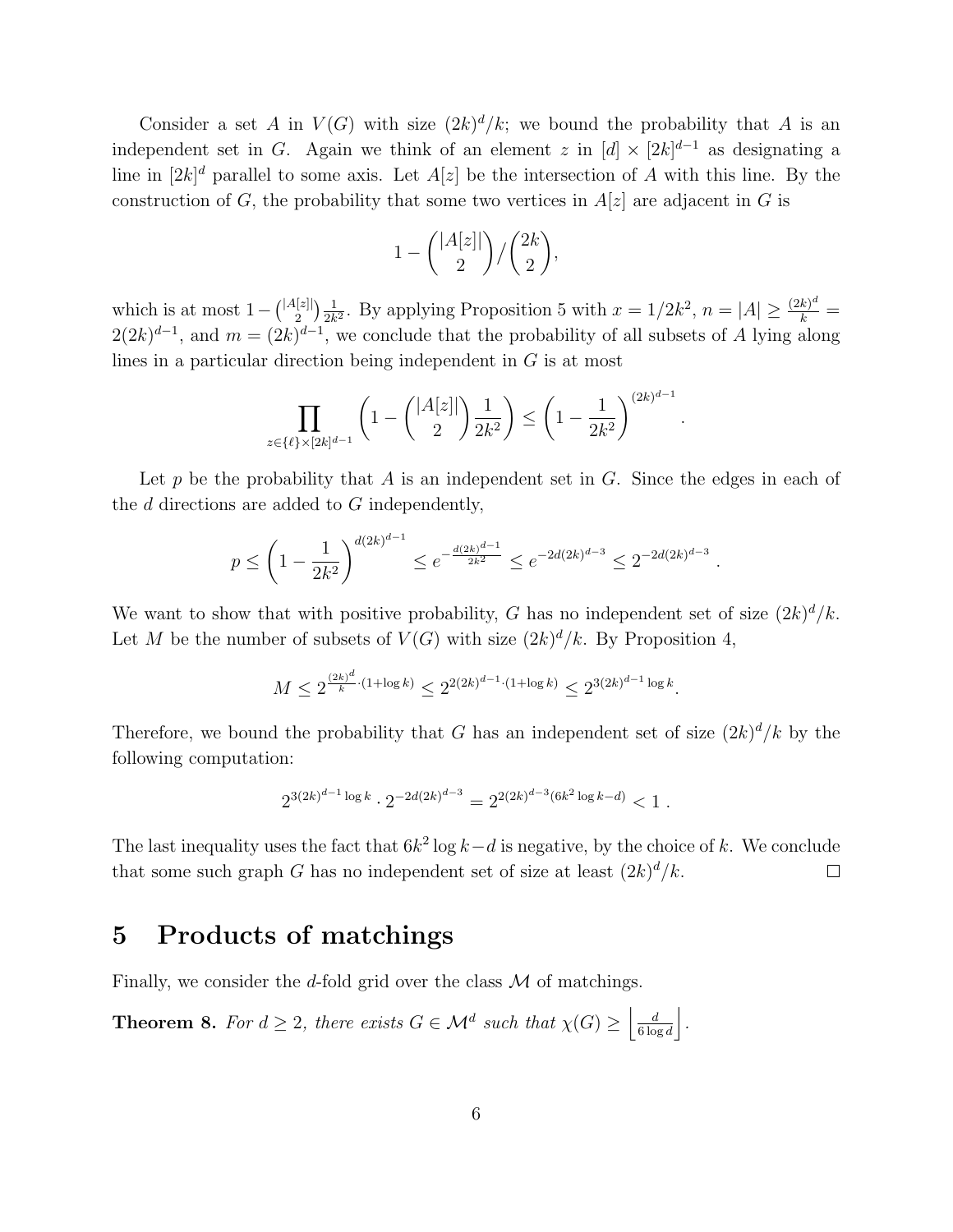Consider a set $A$ in $V(G)$ with size $(2k)^d/k$; we bound the probability that $A$ is an independent set in $G$. Again we think of an element $z$ in $[d] \times [2k]^{d-1}$ as designating a line in $[2k]^d$ parallel to some axis. Let $A[z]$ be the intersection of $A$ with this line. By the construction of $G$, the probability that some two vertices in $A[z]$ are adjacent in $G$ is

$$1 - \binom{|A[z]|}{2} \Big/ \binom{2k}{2},$$

which is at most $1 - \binom{|A[z]|}{2}\frac{1}{2k^2}$. By applying Proposition 5 with $x = 1/2k^2$, $n = |A| \geq \frac{(2k)^d}{k} = 2(2k)^{d-1}$, and $m = (2k)^{d-1}$, we conclude that the probability of all subsets of $A$ lying along lines in a particular direction being independent in $G$ is at most

$$\prod_{z \in \{\ell\} \times [2k]^{d-1}} \left(1 - \binom{|A[z]|}{2}\frac{1}{2k^2}\right) \leq \left(1 - \frac{1}{2k^2}\right)^{(2k)^{d-1}}.$$

Let $p$ be the probability that $A$ is an independent set in $G$. Since the edges in each of the $d$ directions are added to $G$ independently,

$$p \leq \left(1 - \frac{1}{2k^2}\right)^{d(2k)^{d-1}} \leq e^{-\frac{d(2k)^{d-1}}{2k^2}} \leq e^{-2d(2k)^{d-3}} \leq 2^{-2d(2k)^{d-3}}.$$

We want to show that with positive probability, $G$ has no independent set of size $(2k)^d/k$. Let $M$ be the number of subsets of $V(G)$ with size $(2k)^d/k$. By Proposition 4,

$$M \leq 2^{\frac{(2k)^d}{k}\cdot(1+\log k)} \leq 2^{2(2k)^{d-1}\cdot(1+\log k)} \leq 2^{3(2k)^{d-1}\log k}.$$

Therefore, we bound the probability that $G$ has an independent set of size $(2k)^d/k$ by the following computation:

$$2^{3(2k)^{d-1}\log k} \cdot 2^{-2d(2k)^{d-3}} = 2^{2(2k)^{d-3}(6k^2\log k - d)} < 1.$$

The last inequality uses the fact that $6k^2 \log k - d$ is negative, by the choice of $k$. We conclude that some such graph $G$ has no independent set of size at least $(2k)^d/k$. $\square$

# 5 Products of matchings

Finally, we consider the $d$-fold grid over the class $\mathcal{M}$ of matchings.

**Theorem 8.** *For $d \geq 2$, there exists $G \in \mathcal{M}^d$ such that $\chi(G) \geq \left\lfloor \frac{d}{6\log d} \right\rfloor$.*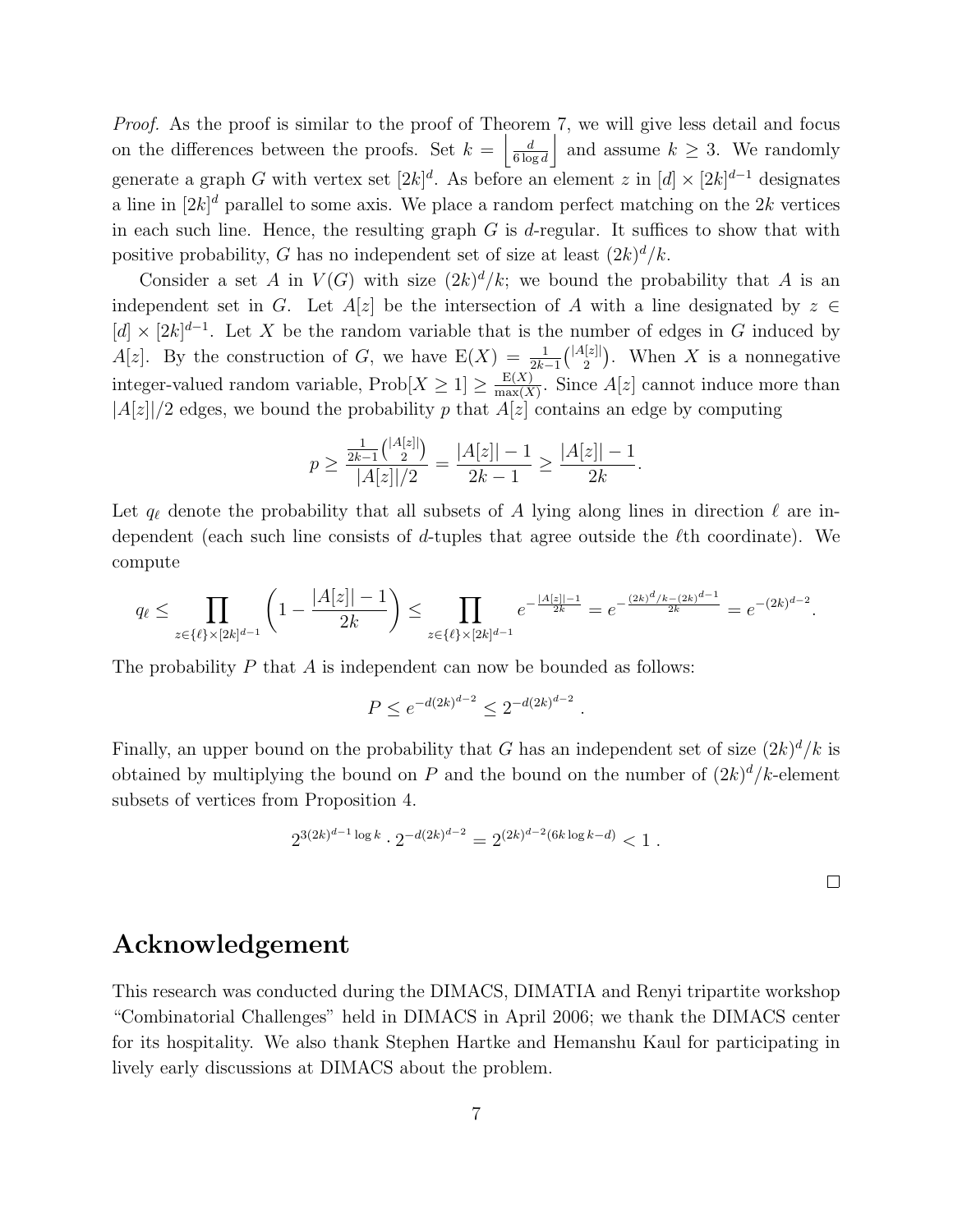*Proof.* As the proof is similar to the proof of Theorem 7, we will give less detail and focus on the differences between the proofs. Set $k = \left\lfloor \frac{d}{6 \log d} \right\rfloor$ and assume $k \geq 3$. We randomly generate a graph $G$ with vertex set $[2k]^d$. As before an element $z$ in $[d] \times [2k]^{d-1}$ designates a line in $[2k]^d$ parallel to some axis. We place a random perfect matching on the $2k$ vertices in each such line. Hence, the resulting graph $G$ is $d$-regular. It suffices to show that with positive probability, $G$ has no independent set of size at least $(2k)^d/k$.

Consider a set $A$ in $V(G)$ with size $(2k)^d/k$; we bound the probability that $A$ is an independent set in $G$. Let $A[z]$ be the intersection of $A$ with a line designated by $z \in [d] \times [2k]^{d-1}$. Let $X$ be the random variable that is the number of edges in $G$ induced by $A[z]$. By the construction of $G$, we have $\mathrm{E}(X) = \frac{1}{2k-1}\binom{|A[z]|}{2}$. When $X$ is a nonnegative integer-valued random variable, $\mathrm{Prob}[X \geq 1] \geq \frac{\mathrm{E}(X)}{\max(X)}$. Since $A[z]$ cannot induce more than $|A[z]|/2$ edges, we bound the probability $p$ that $A[z]$ contains an edge by computing

$$p \geq \frac{\frac{1}{2k-1}\binom{|A[z]|}{2}}{|A[z]|/2} = \frac{|A[z]|-1}{2k-1} \geq \frac{|A[z]|-1}{2k}.$$

Let $q_\ell$ denote the probability that all subsets of $A$ lying along lines in direction $\ell$ are independent (each such line consists of $d$-tuples that agree outside the $\ell$th coordinate). We compute

$$q_\ell \leq \prod_{z \in \{\ell\} \times [2k]^{d-1}} \left(1 - \frac{|A[z]|-1}{2k}\right) \leq \prod_{z \in \{\ell\} \times [2k]^{d-1}} e^{-\frac{|A[z]|-1}{2k}} = e^{-\frac{(2k)^d/k - (2k)^{d-1}}{2k}} = e^{-(2k)^{d-2}}.$$

The probability $P$ that $A$ is independent can now be bounded as follows:

$$P \leq e^{-d(2k)^{d-2}} \leq 2^{-d(2k)^{d-2}} .$$

Finally, an upper bound on the probability that $G$ has an independent set of size $(2k)^d/k$ is obtained by multiplying the bound on $P$ and the bound on the number of $(2k)^d/k$-element subsets of vertices from Proposition 4.

$$2^{3(2k)^{d-1} \log k} \cdot 2^{-d(2k)^{d-2}} = 2^{(2k)^{d-2}(6k \log k - d)} < 1 .$$

□

## Acknowledgement

This research was conducted during the DIMACS, DIMATIA and Renyi tripartite workshop "Combinatorial Challenges" held in DIMACS in April 2006; we thank the DIMACS center for its hospitality. We also thank Stephen Hartke and Hemanshu Kaul for participating in lively early discussions at DIMACS about the problem.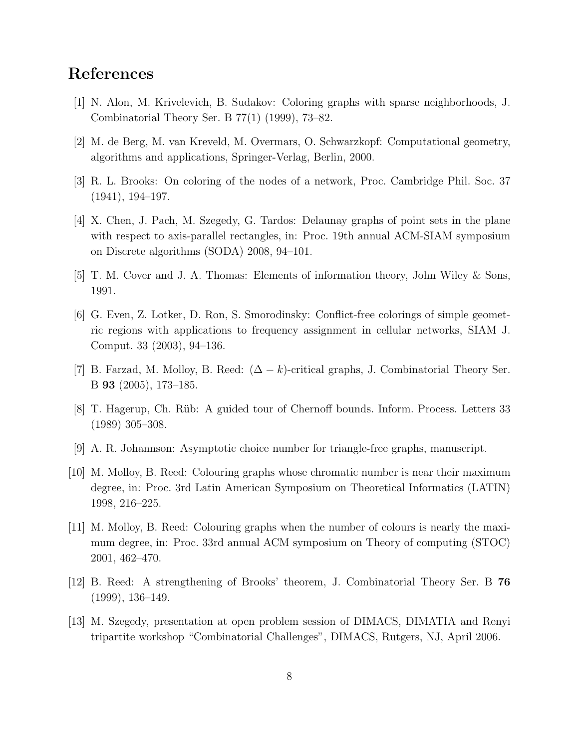## References

[1] N. Alon, M. Krivelevich, B. Sudakov: Coloring graphs with sparse neighborhoods, J. Combinatorial Theory Ser. B 77(1) (1999), 73–82.

[2] M. de Berg, M. van Kreveld, M. Overmars, O. Schwarzkopf: Computational geometry, algorithms and applications, Springer-Verlag, Berlin, 2000.

[3] R. L. Brooks: On coloring of the nodes of a network, Proc. Cambridge Phil. Soc. 37 (1941), 194–197.

[4] X. Chen, J. Pach, M. Szegedy, G. Tardos: Delaunay graphs of point sets in the plane with respect to axis-parallel rectangles, in: Proc. 19th annual ACM-SIAM symposium on Discrete algorithms (SODA) 2008, 94–101.

[5] T. M. Cover and J. A. Thomas: Elements of information theory, John Wiley & Sons, 1991.

[6] G. Even, Z. Lotker, D. Ron, S. Smorodinsky: Conflict-free colorings of simple geometric regions with applications to frequency assignment in cellular networks, SIAM J. Comput. 33 (2003), 94–136.

[7] B. Farzad, M. Molloy, B. Reed: $(\Delta - k)$-critical graphs, J. Combinatorial Theory Ser. B **93** (2005), 173–185.

[8] T. Hagerup, Ch. Rüb: A guided tour of Chernoff bounds. Inform. Process. Letters 33 (1989) 305–308.

[9] A. R. Johannson: Asymptotic choice number for triangle-free graphs, manuscript.

[10] M. Molloy, B. Reed: Colouring graphs whose chromatic number is near their maximum degree, in: Proc. 3rd Latin American Symposium on Theoretical Informatics (LATIN) 1998, 216–225.

[11] M. Molloy, B. Reed: Colouring graphs when the number of colours is nearly the maximum degree, in: Proc. 33rd annual ACM symposium on Theory of computing (STOC) 2001, 462–470.

[12] B. Reed: A strengthening of Brooks' theorem, J. Combinatorial Theory Ser. B **76** (1999), 136–149.

[13] M. Szegedy, presentation at open problem session of DIMACS, DIMATIA and Renyi tripartite workshop "Combinatorial Challenges", DIMACS, Rutgers, NJ, April 2006.